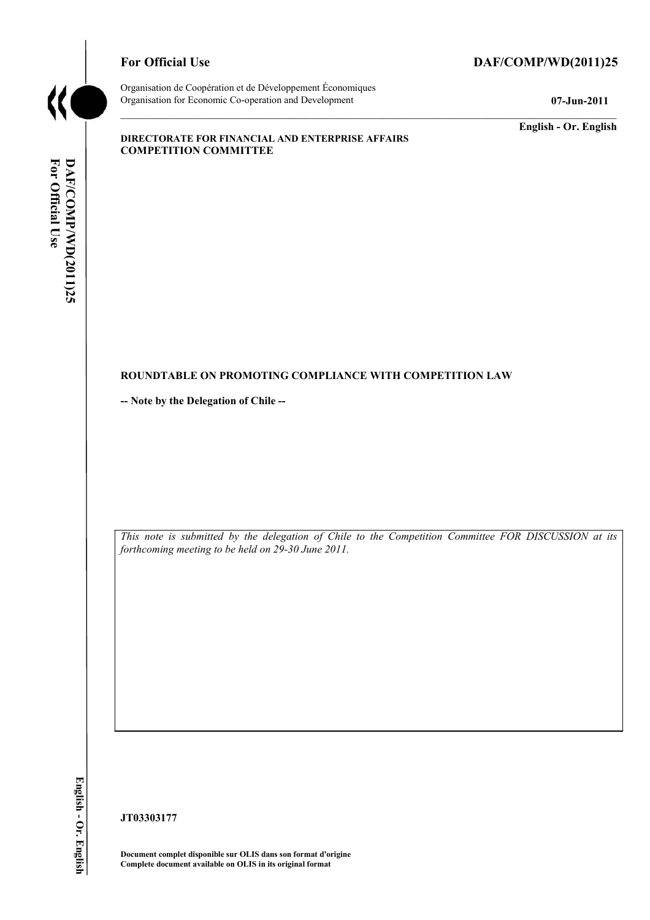**For Official Use** **DAF/COMP/WD(2011)25**

Organisation de Coopération et de Développement Économiques
Organisation for Economic Co-operation and Development

**07-Jun-2011**

**English - Or. English**

**DIRECTORATE FOR FINANCIAL AND ENTERPRISE AFFAIRS**
**COMPETITION COMMITTEE**

**ROUNDTABLE ON PROMOTING COMPLIANCE WITH COMPETITION LAW**

**-- Note by the Delegation of Chile --**

*This note is submitted by the delegation of Chile to the Competition Committee FOR DISCUSSION at its forthcoming meeting to be held on 29-30 June 2011.*

**JT03303177**

**Document complet disponible sur OLIS dans son format d'origine**
**Complete document available on OLIS in its original format**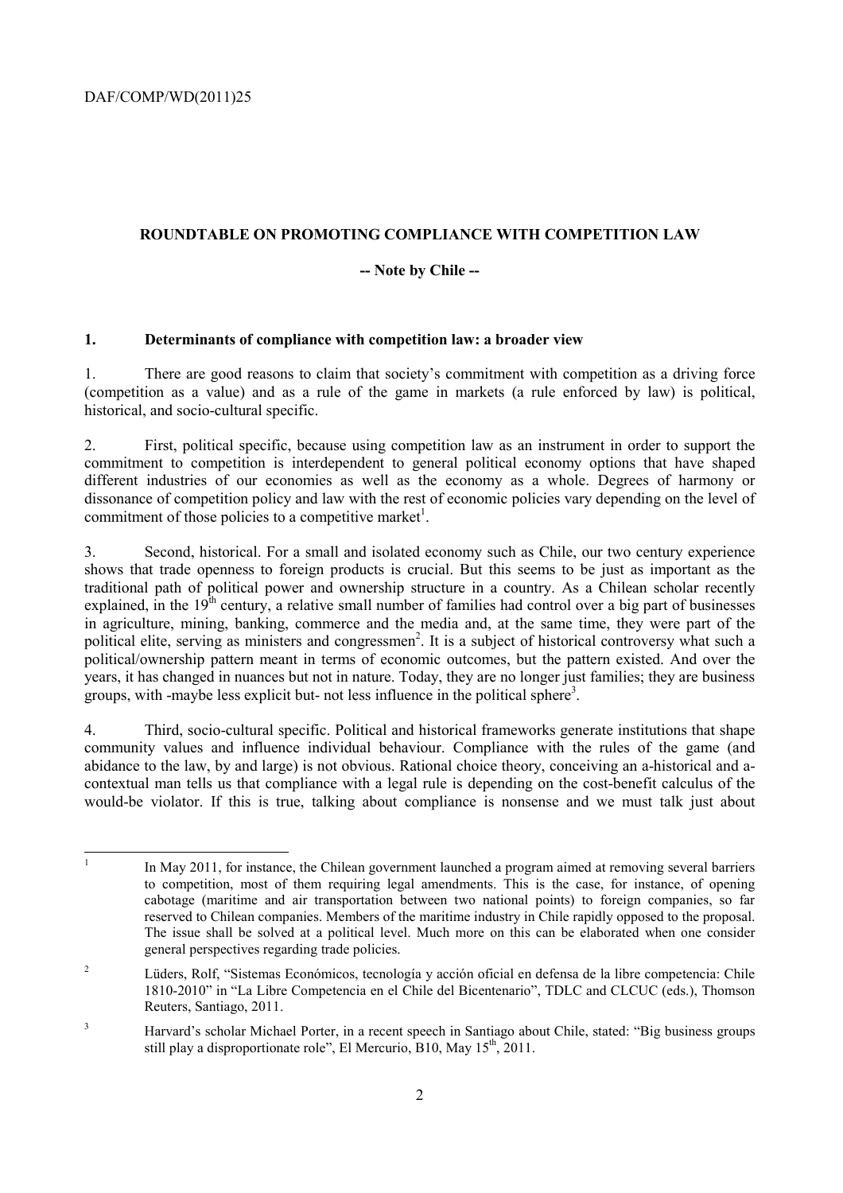**ROUNDTABLE ON PROMOTING COMPLIANCE WITH COMPETITION LAW**

**-- Note by Chile --**

## 1. Determinants of compliance with competition law: a broader view

1. There are good reasons to claim that society's commitment with competition as a driving force (competition as a value) and as a rule of the game in markets (a rule enforced by law) is political, historical, and socio-cultural specific.

2. First, political specific, because using competition law as an instrument in order to support the commitment to competition is interdependent to general political economy options that have shaped different industries of our economies as well as the economy as a whole. Degrees of harmony or dissonance of competition policy and law with the rest of economic policies vary depending on the level of commitment of those policies to a competitive market[1].

3. Second, historical. For a small and isolated economy such as Chile, our two century experience shows that trade openness to foreign products is crucial. But this seems to be just as important as the traditional path of political power and ownership structure in a country. As a Chilean scholar recently explained, in the 19th century, a relative small number of families had control over a big part of businesses in agriculture, mining, banking, commerce and the media and, at the same time, they were part of the political elite, serving as ministers and congressmen[2]. It is a subject of historical controversy what such a political/ownership pattern meant in terms of economic outcomes, but the pattern existed. And over the years, it has changed in nuances but not in nature. Today, they are no longer just families; they are business groups, with -maybe less explicit but- not less influence in the political sphere[3].

4. Third, socio-cultural specific. Political and historical frameworks generate institutions that shape community values and influence individual behaviour. Compliance with the rules of the game (and abidance to the law, by and large) is not obvious. Rational choice theory, conceiving an a-historical and a-contextual man tells us that compliance with a legal rule is depending on the cost-benefit calculus of the would-be violator. If this is true, talking about compliance is nonsense and we must talk just about

---

[1] In May 2011, for instance, the Chilean government launched a program aimed at removing several barriers to competition, most of them requiring legal amendments. This is the case, for instance, of opening cabotage (maritime and air transportation between two national points) to foreign companies, so far reserved to Chilean companies. Members of the maritime industry in Chile rapidly opposed to the proposal. The issue shall be solved at a political level. Much more on this can be elaborated when one consider general perspectives regarding trade policies.

[2] Lüders, Rolf, "Sistemas Económicos, tecnología y acción oficial en defensa de la libre competencia: Chile 1810-2010" in "La Libre Competencia en el Chile del Bicentenario", TDLC and CLCUC (eds.), Thomson Reuters, Santiago, 2011.

[3] Harvard's scholar Michael Porter, in a recent speech in Santiago about Chile, stated: "Big business groups still play a disproportionate role", El Mercurio, B10, May 15th, 2011.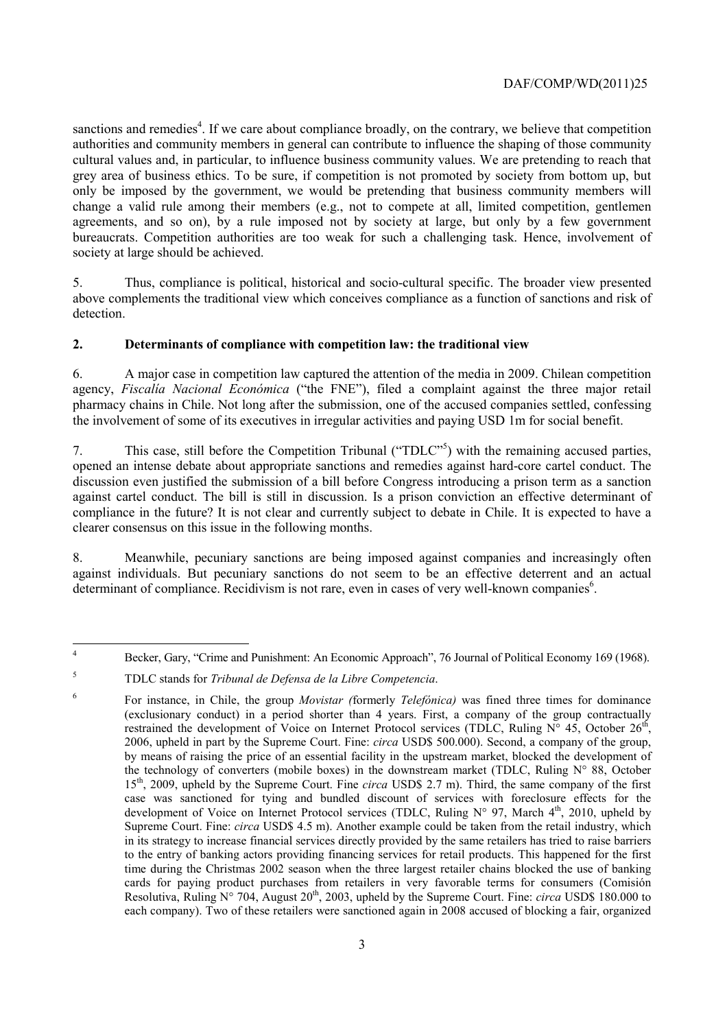sanctions and remedies[4]. If we care about compliance broadly, on the contrary, we believe that competition authorities and community members in general can contribute to influence the shaping of those community cultural values and, in particular, to influence business community values. We are pretending to reach that grey area of business ethics. To be sure, if competition is not promoted by society from bottom up, but only be imposed by the government, we would be pretending that business community members will change a valid rule among their members (e.g., not to compete at all, limited competition, gentlemen agreements, and so on), by a rule imposed not by society at large, but only by a few government bureaucrats. Competition authorities are too weak for such a challenging task. Hence, involvement of society at large should be achieved.

5. Thus, compliance is political, historical and socio-cultural specific. The broader view presented above complements the traditional view which conceives compliance as a function of sanctions and risk of detection.

## 2. Determinants of compliance with competition law: the traditional view

6. A major case in competition law captured the attention of the media in 2009. Chilean competition agency, *Fiscalía Nacional Económica* ("the FNE"), filed a complaint against the three major retail pharmacy chains in Chile. Not long after the submission, one of the accused companies settled, confessing the involvement of some of its executives in irregular activities and paying USD 1m for social benefit.

7. This case, still before the Competition Tribunal ("TDLC"[5]) with the remaining accused parties, opened an intense debate about appropriate sanctions and remedies against hard-core cartel conduct. The discussion even justified the submission of a bill before Congress introducing a prison term as a sanction against cartel conduct. The bill is still in discussion. Is a prison conviction an effective determinant of compliance in the future? It is not clear and currently subject to debate in Chile. It is expected to have a clearer consensus on this issue in the following months.

8. Meanwhile, pecuniary sanctions are being imposed against companies and increasingly often against individuals. But pecuniary sanctions do not seem to be an effective deterrent and an actual determinant of compliance. Recidivism is not rare, even in cases of very well-known companies[6].

---

[4] Becker, Gary, "Crime and Punishment: An Economic Approach", 76 Journal of Political Economy 169 (1968).

[5] TDLC stands for *Tribunal de Defensa de la Libre Competencia*.

[6] For instance, in Chile, the group *Movistar (*formerly *Telefónica)* was fined three times for dominance (exclusionary conduct) in a period shorter than 4 years. First, a company of the group contractually restrained the development of Voice on Internet Protocol services (TDLC, Ruling N° 45, October 26th, 2006, upheld in part by the Supreme Court. Fine: *circa* USD$ 500.000). Second, a company of the group, by means of raising the price of an essential facility in the upstream market, blocked the development of the technology of converters (mobile boxes) in the downstream market (TDLC, Ruling N° 88, October 15th, 2009, upheld by the Supreme Court. Fine *circa* USD$ 2.7 m). Third, the same company of the first case was sanctioned for tying and bundled discount of services with foreclosure effects for the development of Voice on Internet Protocol services (TDLC, Ruling N° 97, March 4th, 2010, upheld by Supreme Court. Fine: *circa* USD$ 4.5 m). Another example could be taken from the retail industry, which in its strategy to increase financial services directly provided by the same retailers has tried to raise barriers to the entry of banking actors providing financing services for retail products. This happened for the first time during the Christmas 2002 season when the three largest retailer chains blocked the use of banking cards for paying product purchases from retailers in very favorable terms for consumers (Comisión Resolutiva, Ruling N° 704, August 20th, 2003, upheld by the Supreme Court. Fine: *circa* USD$ 180.000 to each company). Two of these retailers were sanctioned again in 2008 accused of blocking a fair, organized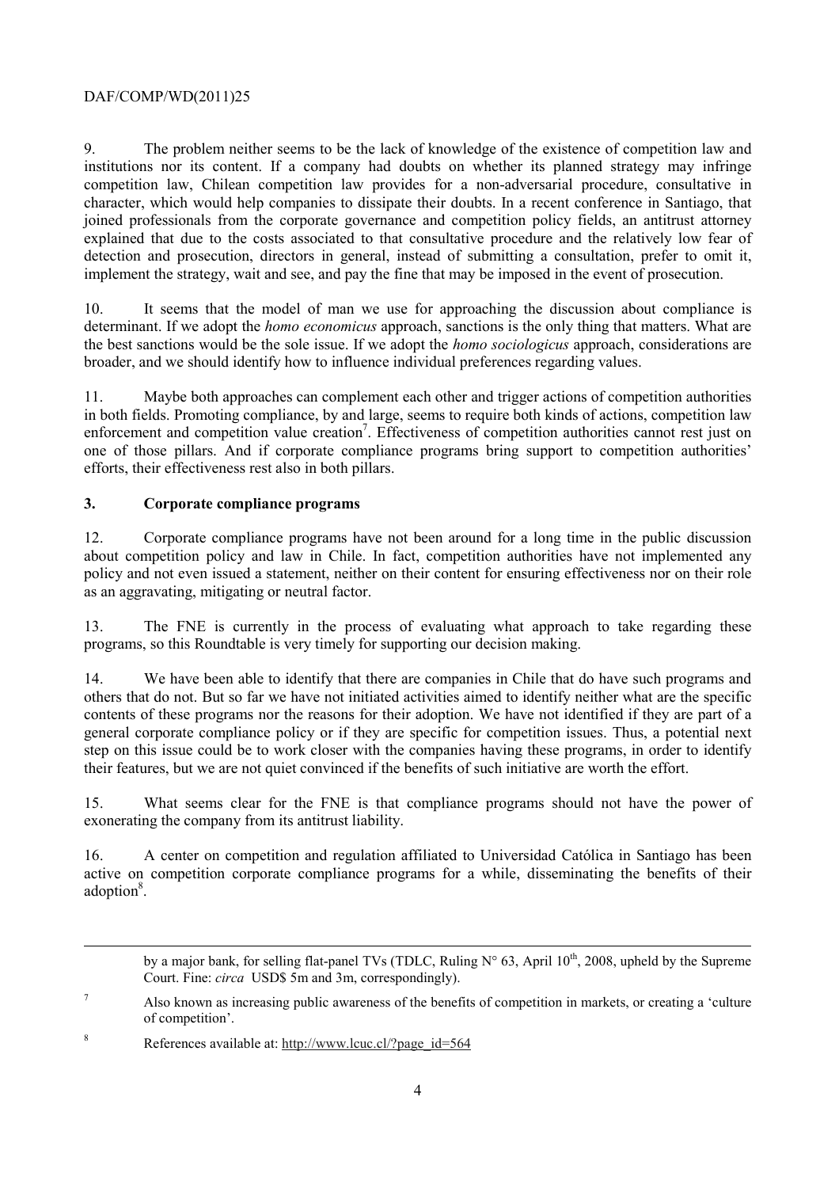9. The problem neither seems to be the lack of knowledge of the existence of competition law and institutions nor its content. If a company had doubts on whether its planned strategy may infringe competition law, Chilean competition law provides for a non-adversarial procedure, consultative in character, which would help companies to dissipate their doubts. In a recent conference in Santiago, that joined professionals from the corporate governance and competition policy fields, an antitrust attorney explained that due to the costs associated to that consultative procedure and the relatively low fear of detection and prosecution, directors in general, instead of submitting a consultation, prefer to omit it, implement the strategy, wait and see, and pay the fine that may be imposed in the event of prosecution.

10. It seems that the model of man we use for approaching the discussion about compliance is determinant. If we adopt the *homo economicus* approach, sanctions is the only thing that matters. What are the best sanctions would be the sole issue. If we adopt the *homo sociologicus* approach, considerations are broader, and we should identify how to influence individual preferences regarding values.

11. Maybe both approaches can complement each other and trigger actions of competition authorities in both fields. Promoting compliance, by and large, seems to require both kinds of actions, competition law enforcement and competition value creation[7]. Effectiveness of competition authorities cannot rest just on one of those pillars. And if corporate compliance programs bring support to competition authorities' efforts, their effectiveness rest also in both pillars.

## 3. Corporate compliance programs

12. Corporate compliance programs have not been around for a long time in the public discussion about competition policy and law in Chile. In fact, competition authorities have not implemented any policy and not even issued a statement, neither on their content for ensuring effectiveness nor on their role as an aggravating, mitigating or neutral factor.

13. The FNE is currently in the process of evaluating what approach to take regarding these programs, so this Roundtable is very timely for supporting our decision making.

14. We have been able to identify that there are companies in Chile that do have such programs and others that do not. But so far we have not initiated activities aimed to identify neither what are the specific contents of these programs nor the reasons for their adoption. We have not identified if they are part of a general corporate compliance policy or if they are specific for competition issues. Thus, a potential next step on this issue could be to work closer with the companies having these programs, in order to identify their features, but we are not quiet convinced if the benefits of such initiative are worth the effort.

15. What seems clear for the FNE is that compliance programs should not have the power of exonerating the company from its antitrust liability.

16. A center on competition and regulation affiliated to Universidad Católica in Santiago has been active on competition corporate compliance programs for a while, disseminating the benefits of their adoption[8].

---

by a major bank, for selling flat-panel TVs (TDLC, Ruling N° 63, April 10th, 2008, upheld by the Supreme Court. Fine: *circa* USD$ 5m and 3m, correspondingly).

[7] Also known as increasing public awareness of the benefits of competition in markets, or creating a 'culture of competition'.

[8] References available at: http://www.lcuc.cl/?page_id=564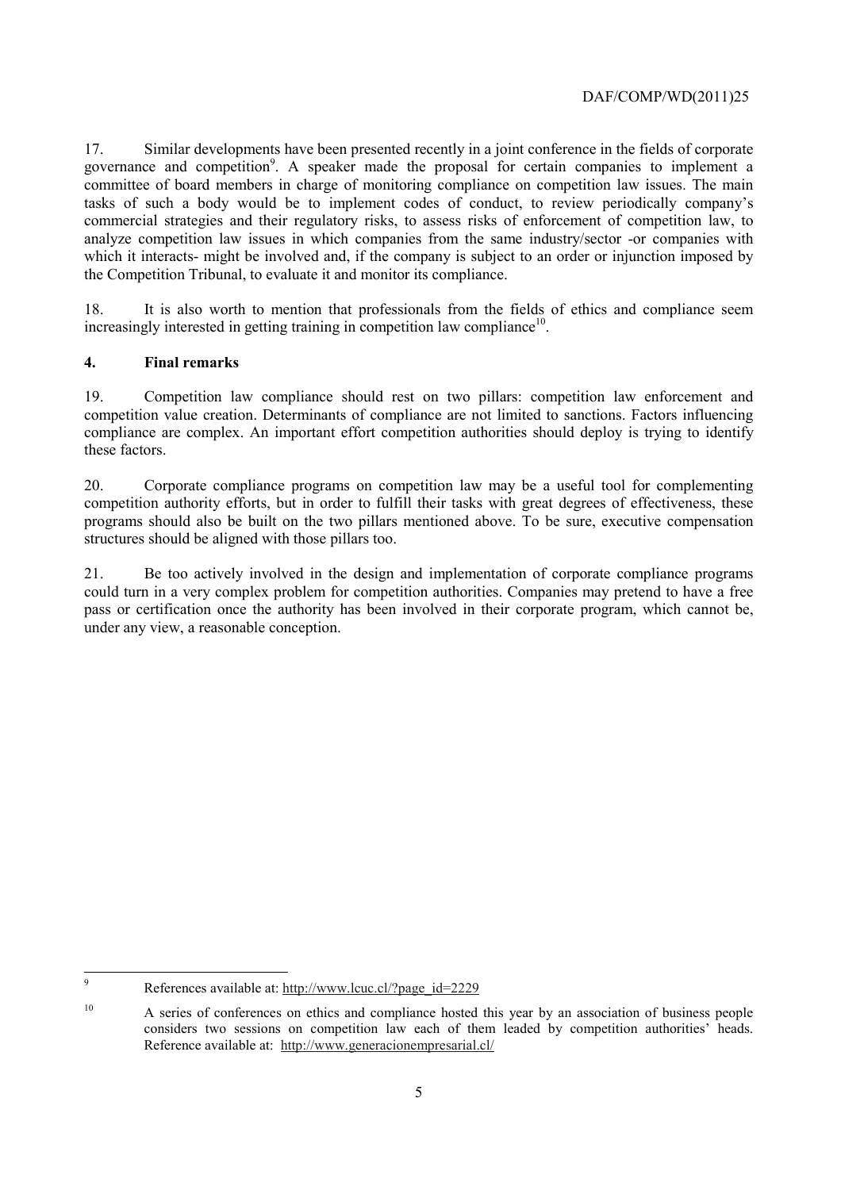17. Similar developments have been presented recently in a joint conference in the fields of corporate governance and competition[9]. A speaker made the proposal for certain companies to implement a committee of board members in charge of monitoring compliance on competition law issues. The main tasks of such a body would be to implement codes of conduct, to review periodically company's commercial strategies and their regulatory risks, to assess risks of enforcement of competition law, to analyze competition law issues in which companies from the same industry/sector -or companies with which it interacts- might be involved and, if the company is subject to an order or injunction imposed by the Competition Tribunal, to evaluate it and monitor its compliance.

18. It is also worth to mention that professionals from the fields of ethics and compliance seem increasingly interested in getting training in competition law compliance[10].

## 4. Final remarks

19. Competition law compliance should rest on two pillars: competition law enforcement and competition value creation. Determinants of compliance are not limited to sanctions. Factors influencing compliance are complex. An important effort competition authorities should deploy is trying to identify these factors.

20. Corporate compliance programs on competition law may be a useful tool for complementing competition authority efforts, but in order to fulfill their tasks with great degrees of effectiveness, these programs should also be built on the two pillars mentioned above. To be sure, executive compensation structures should be aligned with those pillars too.

21. Be too actively involved in the design and implementation of corporate compliance programs could turn in a very complex problem for competition authorities. Companies may pretend to have a free pass or certification once the authority has been involved in their corporate program, which cannot be, under any view, a reasonable conception.

---

[9] References available at: http://www.lcuc.cl/?page_id=2229

[10] A series of conferences on ethics and compliance hosted this year by an association of business people considers two sessions on competition law each of them leaded by competition authorities' heads. Reference available at: http://www.generacionempresarial.cl/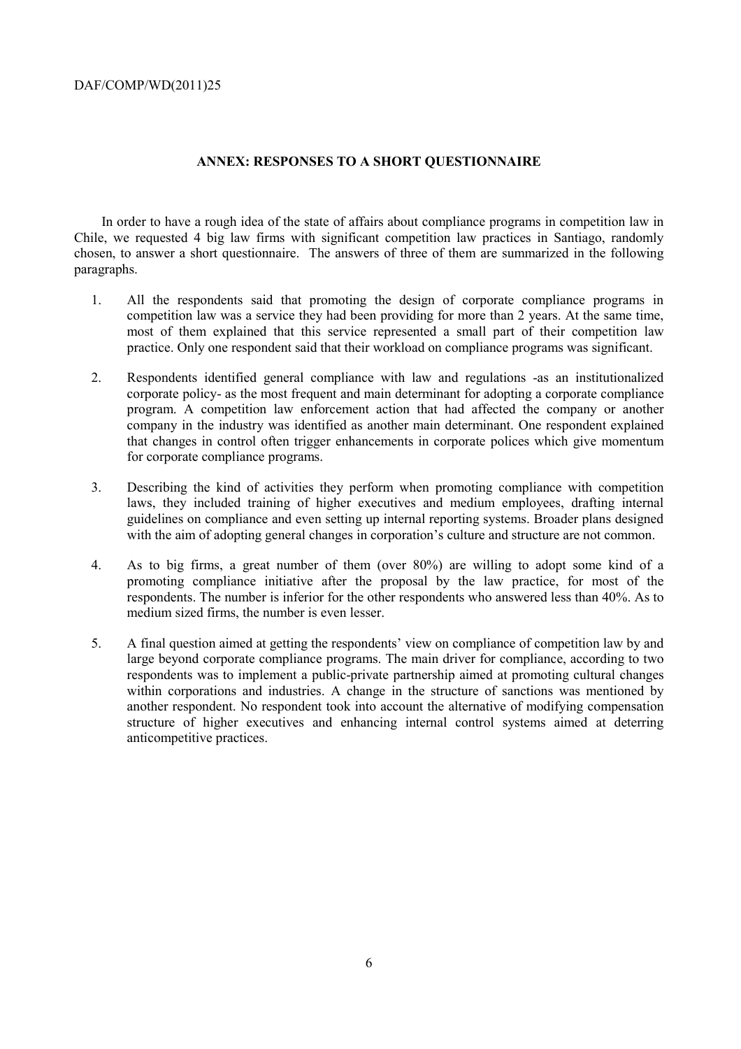## ANNEX: RESPONSES TO A SHORT QUESTIONNAIRE

In order to have a rough idea of the state of affairs about compliance programs in competition law in Chile, we requested 4 big law firms with significant competition law practices in Santiago, randomly chosen, to answer a short questionnaire. The answers of three of them are summarized in the following paragraphs.

1. All the respondents said that promoting the design of corporate compliance programs in competition law was a service they had been providing for more than 2 years. At the same time, most of them explained that this service represented a small part of their competition law practice. Only one respondent said that their workload on compliance programs was significant.

2. Respondents identified general compliance with law and regulations -as an institutionalized corporate policy- as the most frequent and main determinant for adopting a corporate compliance program. A competition law enforcement action that had affected the company or another company in the industry was identified as another main determinant. One respondent explained that changes in control often trigger enhancements in corporate polices which give momentum for corporate compliance programs.

3. Describing the kind of activities they perform when promoting compliance with competition laws, they included training of higher executives and medium employees, drafting internal guidelines on compliance and even setting up internal reporting systems. Broader plans designed with the aim of adopting general changes in corporation's culture and structure are not common.

4. As to big firms, a great number of them (over 80%) are willing to adopt some kind of a promoting compliance initiative after the proposal by the law practice, for most of the respondents. The number is inferior for the other respondents who answered less than 40%. As to medium sized firms, the number is even lesser.

5. A final question aimed at getting the respondents' view on compliance of competition law by and large beyond corporate compliance programs. The main driver for compliance, according to two respondents was to implement a public-private partnership aimed at promoting cultural changes within corporations and industries. A change in the structure of sanctions was mentioned by another respondent. No respondent took into account the alternative of modifying compensation structure of higher executives and enhancing internal control systems aimed at deterring anticompetitive practices.